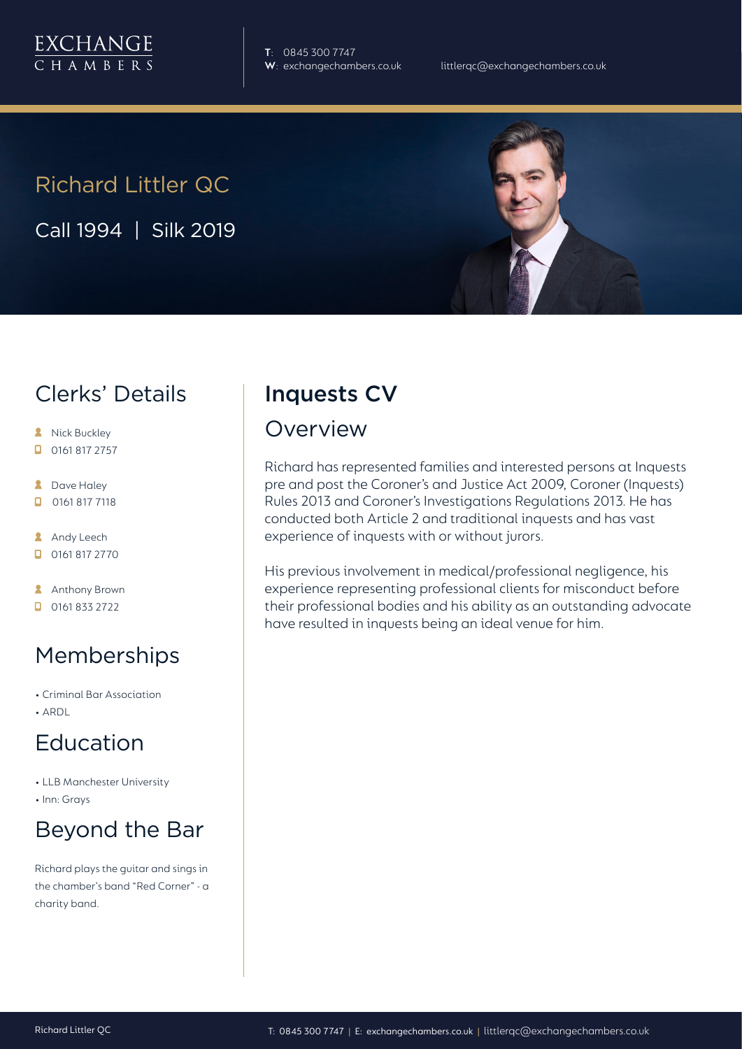EXCHANGE
CHAMBERS

**T**: 0845 300 7747
**W**: exchangechambers.co.uk

littlerqc@exchangechambers.co.uk

# Richard Littler QC

Call 1994 | Silk 2019

## Clerks' Details

- Nick Buckley
- 0161 817 2757
- Dave Haley
- 0161 817 7118
- Andy Leech
- 0161 817 2770
- Anthony Brown
- 0161 833 2722

## Memberships

- Criminal Bar Association
- ARDL

## Education

- LLB Manchester University
- Inn: Grays

## Beyond the Bar

Richard plays the guitar and sings in the chamber's band "Red Corner" - a charity band.

## Inquests CV

### Overview

Richard has represented families and interested persons at Inquests pre and post the Coroner's and Justice Act 2009, Coroner (Inquests) Rules 2013 and Coroner's Investigations Regulations 2013. He has conducted both Article 2 and traditional inquests and has vast experience of inquests with or without jurors.

His previous involvement in medical/professional negligence, his experience representing professional clients for misconduct before their professional bodies and his ability as an outstanding advocate have resulted in inquests being an ideal venue for him.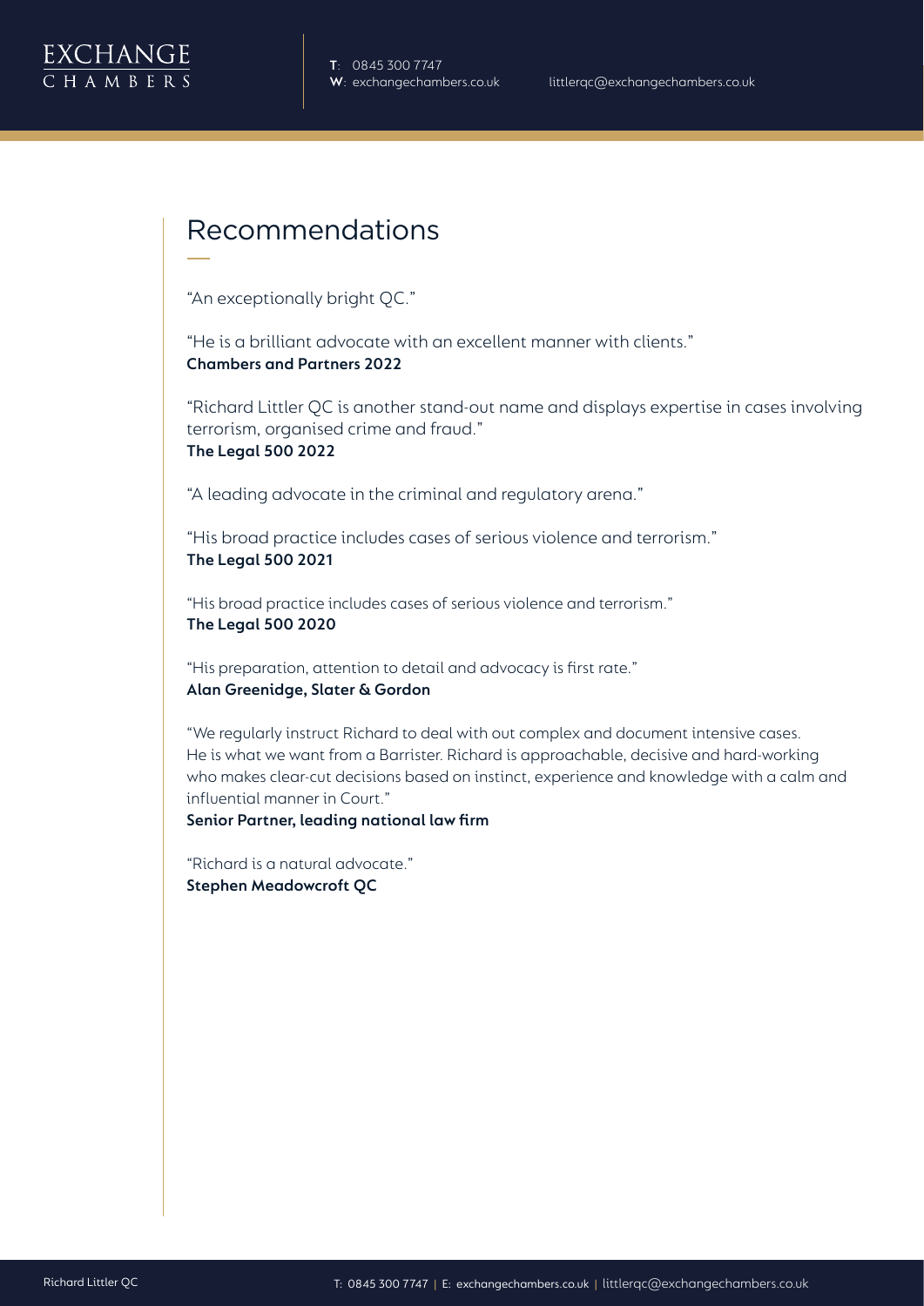## Recommendations

"An exceptionally bright QC."

"He is a brilliant advocate with an excellent manner with clients."
**Chambers and Partners 2022**

"Richard Littler QC is another stand-out name and displays expertise in cases involving terrorism, organised crime and fraud."
**The Legal 500 2022**

"A leading advocate in the criminal and regulatory arena."

"His broad practice includes cases of serious violence and terrorism."
**The Legal 500 2021**

"His broad practice includes cases of serious violence and terrorism."
**The Legal 500 2020**

"His preparation, attention to detail and advocacy is first rate."
**Alan Greenidge, Slater & Gordon**

"We regularly instruct Richard to deal with out complex and document intensive cases. He is what we want from a Barrister. Richard is approachable, decisive and hard-working who makes clear-cut decisions based on instinct, experience and knowledge with a calm and influential manner in Court."
**Senior Partner, leading national law firm**

"Richard is a natural advocate."
**Stephen Meadowcroft QC**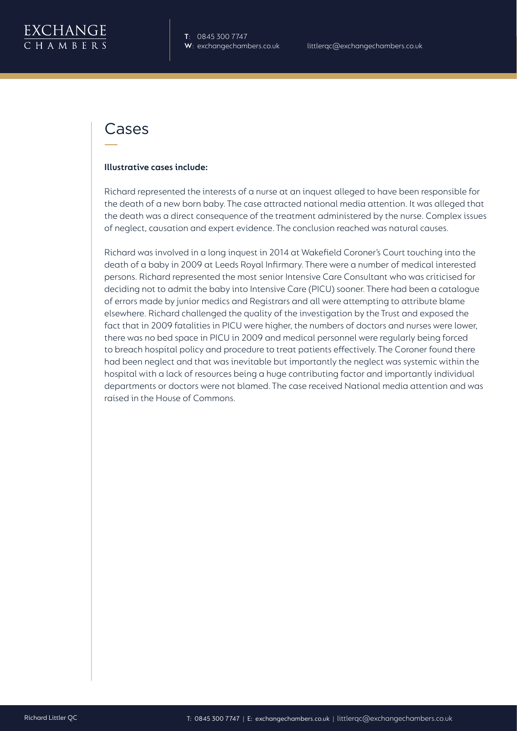## Cases

**Illustrative cases include:**

Richard represented the interests of a nurse at an inquest alleged to have been responsible for the death of a new born baby. The case attracted national media attention. It was alleged that the death was a direct consequence of the treatment administered by the nurse. Complex issues of neglect, causation and expert evidence. The conclusion reached was natural causes.

Richard was involved in a long inquest in 2014 at Wakefield Coroner's Court touching into the death of a baby in 2009 at Leeds Royal Infirmary. There were a number of medical interested persons. Richard represented the most senior Intensive Care Consultant who was criticised for deciding not to admit the baby into Intensive Care (PICU) sooner. There had been a catalogue of errors made by junior medics and Registrars and all were attempting to attribute blame elsewhere. Richard challenged the quality of the investigation by the Trust and exposed the fact that in 2009 fatalities in PICU were higher, the numbers of doctors and nurses were lower, there was no bed space in PICU in 2009 and medical personnel were regularly being forced to breach hospital policy and procedure to treat patients effectively. The Coroner found there had been neglect and that was inevitable but importantly the neglect was systemic within the hospital with a lack of resources being a huge contributing factor and importantly individual departments or doctors were not blamed. The case received National media attention and was raised in the House of Commons.